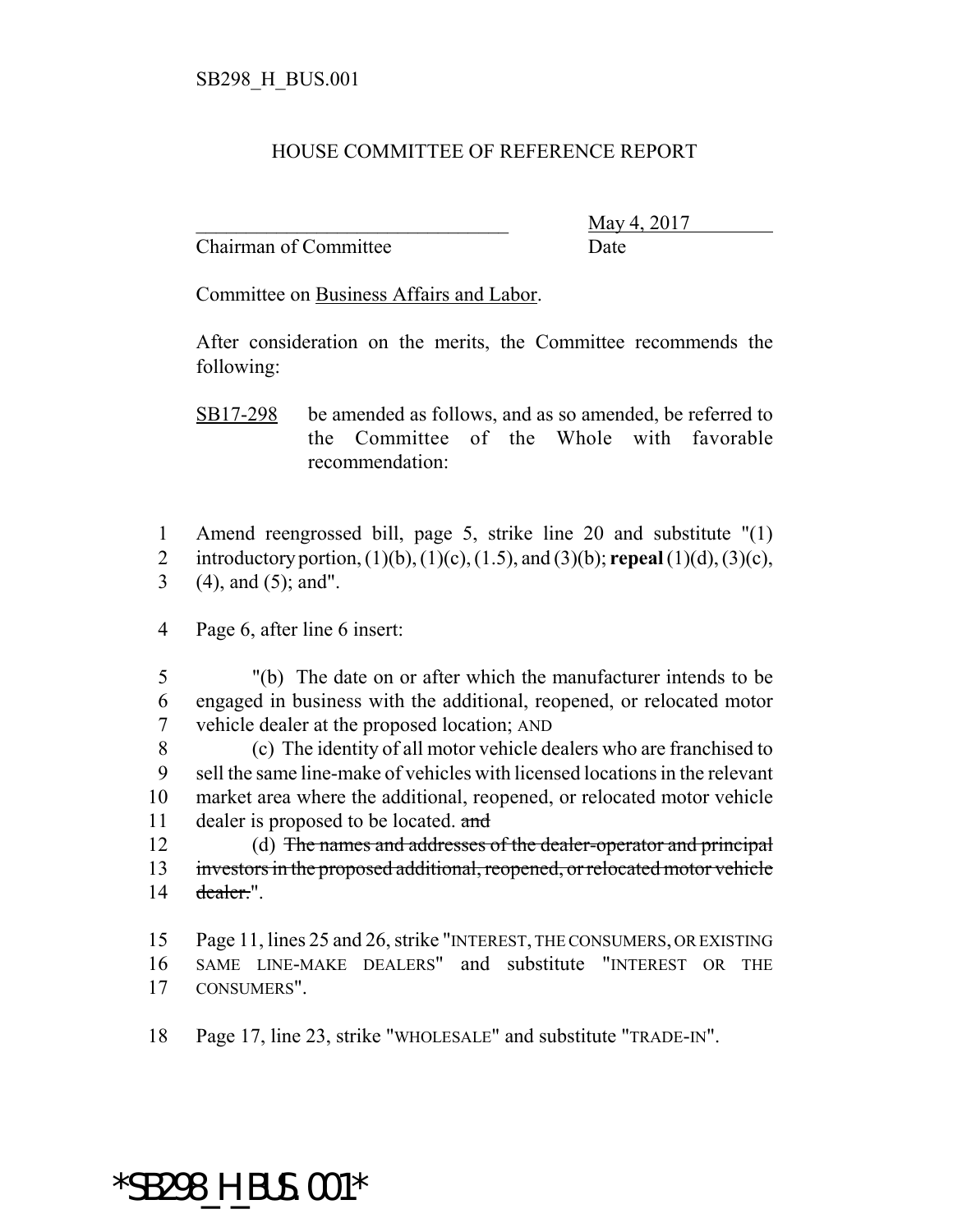SB298_H_BUS.001

HOUSE COMMITTEE OF REFERENCE REPORT

_______________________________ May 4, 2017

Chairman of Committee Date

Committee on Business Affairs and Labor.

After consideration on the merits, the Committee recommends the following:

SB17-298 be amended as follows, and as so amended, be referred to the Committee of the Whole with favorable recommendation:

1 Amend reengrossed bill, page 5, strike line 20 and substitute "(1)
2 introductory portion, (1)(b), (1)(c), (1.5), and (3)(b); **repeal** (1)(d), (3)(c),
3 (4), and (5); and".

4 Page 6, after line 6 insert:

5 "(b) The date on or after which the manufacturer intends to be
6 engaged in business with the additional, reopened, or relocated motor
7 vehicle dealer at the proposed location; AND
8 (c) The identity of all motor vehicle dealers who are franchised to
9 sell the same line-make of vehicles with licensed locations in the relevant
10 market area where the additional, reopened, or relocated motor vehicle
11 dealer is proposed to be located. ~~and~~
12 (d) ~~The names and addresses of the dealer-operator and principal~~
13 ~~investors in the proposed additional, reopened, or relocated motor vehicle~~
14 ~~dealer.~~".

15 Page 11, lines 25 and 26, strike "INTEREST, THE CONSUMERS, OR EXISTING
16 SAME LINE-MAKE DEALERS" and substitute "INTEREST OR THE
17 CONSUMERS".

18 Page 17, line 23, strike "WHOLESALE" and substitute "TRADE-IN".

*SB298_H_BUS.001*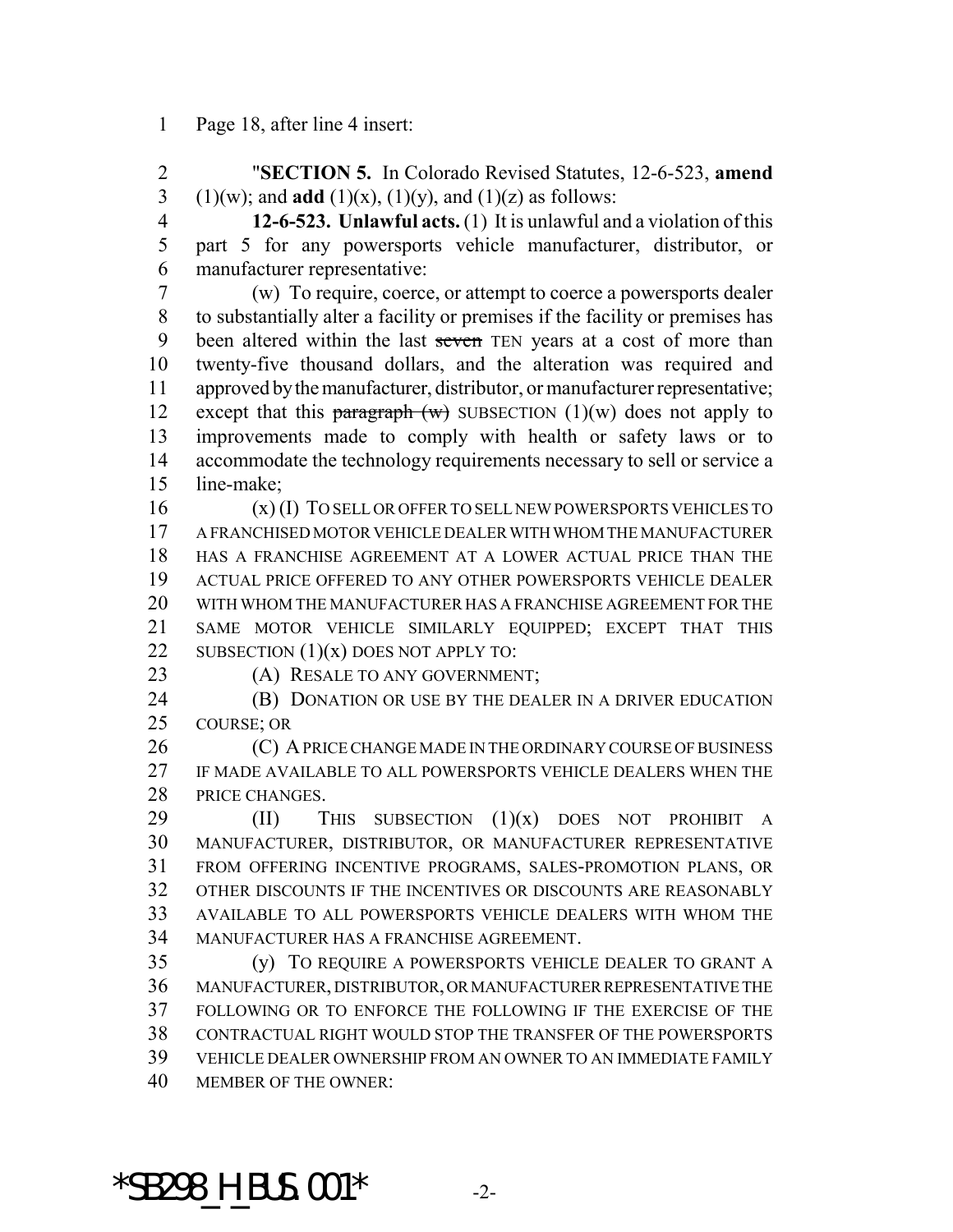Page 18, after line 4 insert:

"**SECTION 5.** In Colorado Revised Statutes, 12-6-523, **amend** (1)(w); and **add** (1)(x), (1)(y), and (1)(z) as follows:

**12-6-523. Unlawful acts.** (1) It is unlawful and a violation of this part 5 for any powersports vehicle manufacturer, distributor, or manufacturer representative:

(w) To require, coerce, or attempt to coerce a powersports dealer to substantially alter a facility or premises if the facility or premises has been altered within the last ~~seven~~ TEN years at a cost of more than twenty-five thousand dollars, and the alteration was required and approved by the manufacturer, distributor, or manufacturer representative; except that this ~~paragraph (w)~~ SUBSECTION (1)(w) does not apply to improvements made to comply with health or safety laws or to accommodate the technology requirements necessary to sell or service a line-make;

(x) (I) TO SELL OR OFFER TO SELL NEW POWERSPORTS VEHICLES TO A FRANCHISED MOTOR VEHICLE DEALER WITH WHOM THE MANUFACTURER HAS A FRANCHISE AGREEMENT AT A LOWER ACTUAL PRICE THAN THE ACTUAL PRICE OFFERED TO ANY OTHER POWERSPORTS VEHICLE DEALER WITH WHOM THE MANUFACTURER HAS A FRANCHISE AGREEMENT FOR THE SAME MOTOR VEHICLE SIMILARLY EQUIPPED; EXCEPT THAT THIS SUBSECTION (1)(x) DOES NOT APPLY TO:

(A) RESALE TO ANY GOVERNMENT;

(B) DONATION OR USE BY THE DEALER IN A DRIVER EDUCATION COURSE; OR

(C) A PRICE CHANGE MADE IN THE ORDINARY COURSE OF BUSINESS IF MADE AVAILABLE TO ALL POWERSPORTS VEHICLE DEALERS WHEN THE PRICE CHANGES.

(II) THIS SUBSECTION (1)(x) DOES NOT PROHIBIT A MANUFACTURER, DISTRIBUTOR, OR MANUFACTURER REPRESENTATIVE FROM OFFERING INCENTIVE PROGRAMS, SALES-PROMOTION PLANS, OR OTHER DISCOUNTS IF THE INCENTIVES OR DISCOUNTS ARE REASONABLY AVAILABLE TO ALL POWERSPORTS VEHICLE DEALERS WITH WHOM THE MANUFACTURER HAS A FRANCHISE AGREEMENT.

(y) TO REQUIRE A POWERSPORTS VEHICLE DEALER TO GRANT A MANUFACTURER, DISTRIBUTOR, OR MANUFACTURER REPRESENTATIVE THE FOLLOWING OR TO ENFORCE THE FOLLOWING IF THE EXERCISE OF THE CONTRACTUAL RIGHT WOULD STOP THE TRANSFER OF THE POWERSPORTS VEHICLE DEALER OWNERSHIP FROM AN OWNER TO AN IMMEDIATE FAMILY MEMBER OF THE OWNER:

*SB298_H_BUS.001*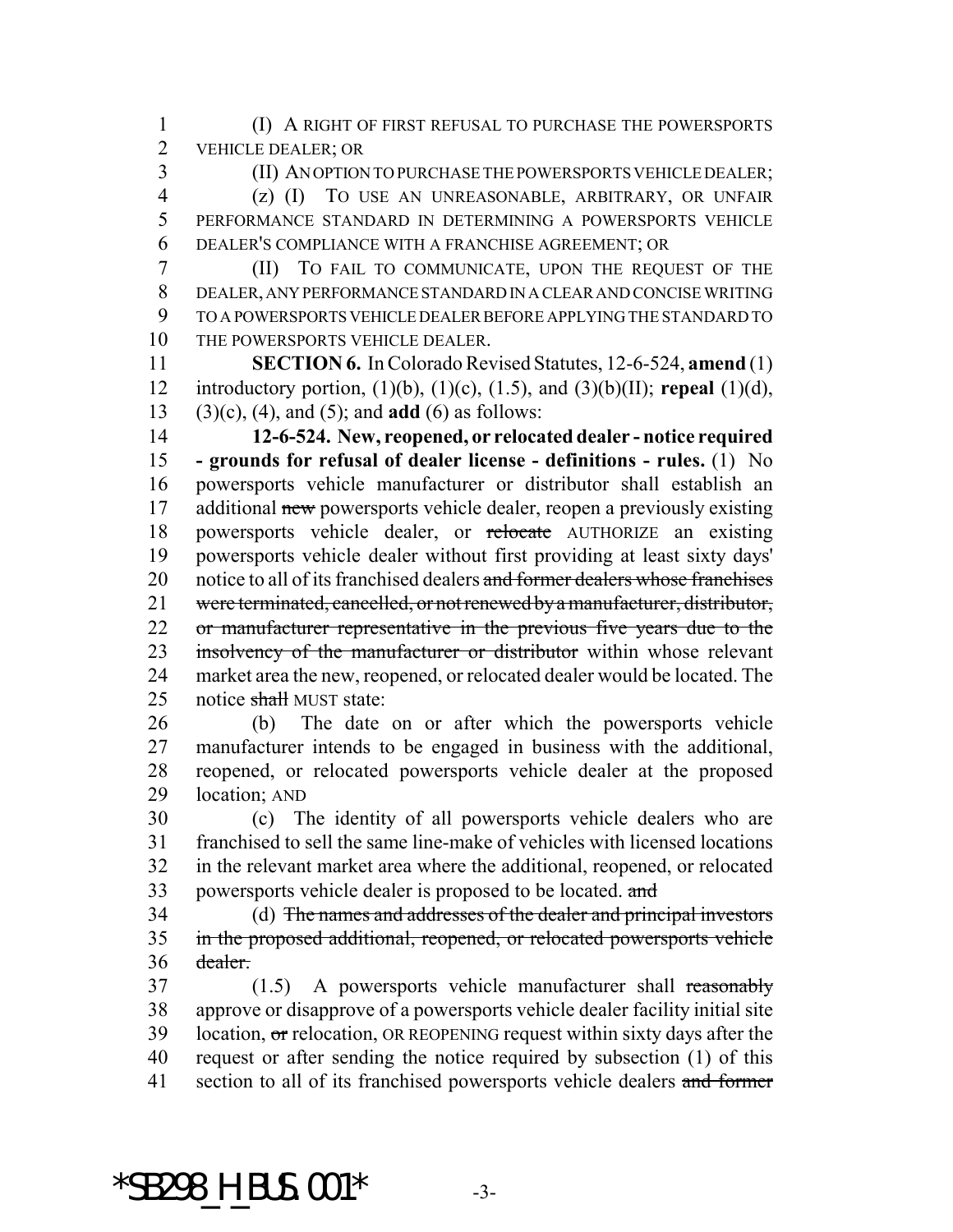(I) A RIGHT OF FIRST REFUSAL TO PURCHASE THE POWERSPORTS VEHICLE DEALER; OR

(II) AN OPTION TO PURCHASE THE POWERSPORTS VEHICLE DEALER;

(z) (I) TO USE AN UNREASONABLE, ARBITRARY, OR UNFAIR PERFORMANCE STANDARD IN DETERMINING A POWERSPORTS VEHICLE DEALER'S COMPLIANCE WITH A FRANCHISE AGREEMENT; OR

(II) TO FAIL TO COMMUNICATE, UPON THE REQUEST OF THE DEALER, ANY PERFORMANCE STANDARD IN A CLEAR AND CONCISE WRITING TO A POWERSPORTS VEHICLE DEALER BEFORE APPLYING THE STANDARD TO THE POWERSPORTS VEHICLE DEALER.

**SECTION 6.** In Colorado Revised Statutes, 12-6-524, **amend** (1) introductory portion, (1)(b), (1)(c), (1.5), and (3)(b)(II); **repeal** (1)(d), (3)(c), (4), and (5); and **add** (6) as follows:

**12-6-524. New, reopened, or relocated dealer - notice required - grounds for refusal of dealer license - definitions - rules.** (1) No powersports vehicle manufacturer or distributor shall establish an additional ~~new~~ powersports vehicle dealer, reopen a previously existing powersports vehicle dealer, or ~~relocate~~ AUTHORIZE an existing powersports vehicle dealer without first providing at least sixty days' notice to all of its franchised dealers ~~and former dealers whose franchises were terminated, cancelled, or not renewed by a manufacturer, distributor, or manufacturer representative in the previous five years due to the insolvency of the manufacturer or distributor~~ within whose relevant market area the new, reopened, or relocated dealer would be located. The notice ~~shall~~ MUST state:

(b) The date on or after which the powersports vehicle manufacturer intends to be engaged in business with the additional, reopened, or relocated powersports vehicle dealer at the proposed location; AND

(c) The identity of all powersports vehicle dealers who are franchised to sell the same line-make of vehicles with licensed locations in the relevant market area where the additional, reopened, or relocated powersports vehicle dealer is proposed to be located. ~~and~~

(d) ~~The names and addresses of the dealer and principal investors in the proposed additional, reopened, or relocated powersports vehicle dealer.~~

(1.5) A powersports vehicle manufacturer shall ~~reasonably~~ approve or disapprove of a powersports vehicle dealer facility initial site location, ~~or~~ relocation, OR REOPENING request within sixty days after the request or after sending the notice required by subsection (1) of this section to all of its franchised powersports vehicle dealers ~~and former~~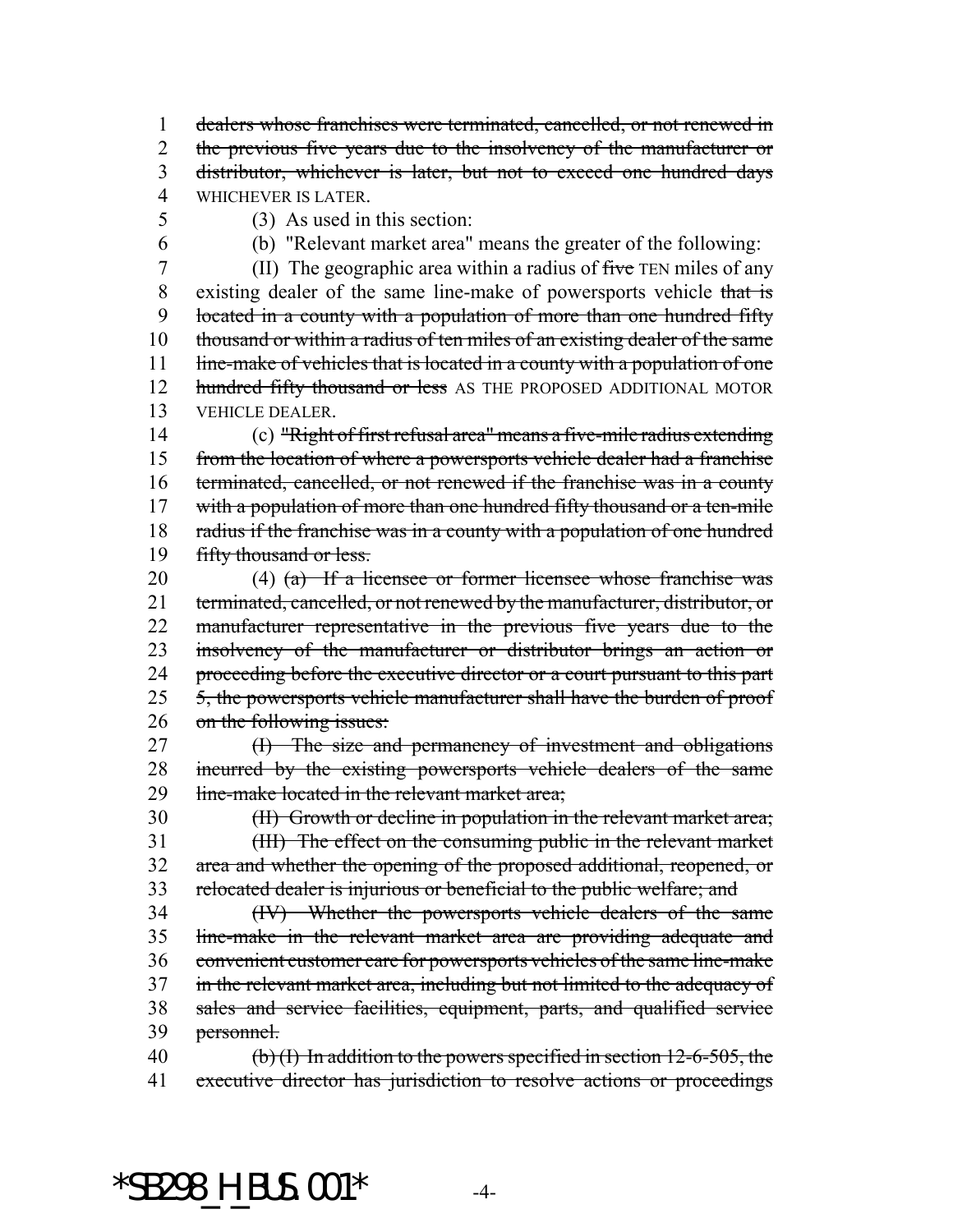~~dealers whose franchises were terminated, cancelled, or not renewed in the previous five years due to the insolvency of the manufacturer or distributor, whichever is later, but not to exceed one hundred days~~ WHICHEVER IS LATER.

(3) As used in this section:

(b) "Relevant market area" means the greater of the following:

(II) The geographic area within a radius of ~~five~~ TEN miles of any existing dealer of the same line-make of powersports vehicle ~~that is located in a county with a population of more than one hundred fifty thousand or within a radius of ten miles of an existing dealer of the same line-make of vehicles that is located in a county with a population of one hundred fifty thousand or less~~ AS THE PROPOSED ADDITIONAL MOTOR VEHICLE DEALER.

(c) ~~"Right of first refusal area" means a five-mile radius extending from the location of where a powersports vehicle dealer had a franchise terminated, cancelled, or not renewed if the franchise was in a county with a population of more than one hundred fifty thousand or a ten-mile radius if the franchise was in a county with a population of one hundred fifty thousand or less.~~

(4) ~~(a) If a licensee or former licensee whose franchise was terminated, cancelled, or not renewed by the manufacturer, distributor, or manufacturer representative in the previous five years due to the insolvency of the manufacturer or distributor brings an action or proceeding before the executive director or a court pursuant to this part 5, the powersports vehicle manufacturer shall have the burden of proof on the following issues:~~

~~(I) The size and permanency of investment and obligations incurred by the existing powersports vehicle dealers of the same line-make located in the relevant market area;~~

~~(II) Growth or decline in population in the relevant market area;~~

~~(III) The effect on the consuming public in the relevant market area and whether the opening of the proposed additional, reopened, or relocated dealer is injurious or beneficial to the public welfare; and~~

~~(IV) Whether the powersports vehicle dealers of the same line-make in the relevant market area are providing adequate and convenient customer care for powersports vehicles of the same line-make in the relevant market area, including but not limited to the adequacy of sales and service facilities, equipment, parts, and qualified service personnel.~~

~~(b) (I) In addition to the powers specified in section 12-6-505, the executive director has jurisdiction to resolve actions or proceedings~~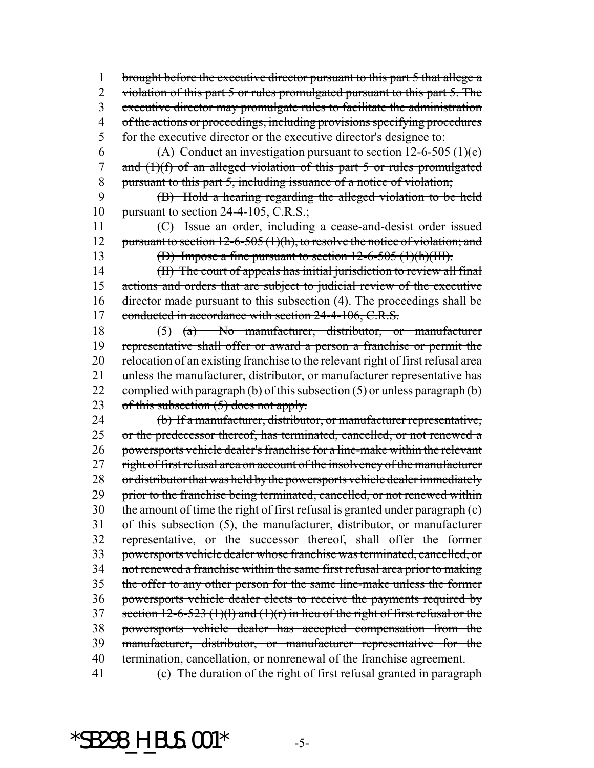1 ~~brought before the executive director pursuant to this part 5 that allege a~~
2 ~~violation of this part 5 or rules promulgated pursuant to this part 5. The~~
3 ~~executive director may promulgate rules to facilitate the administration~~
4 ~~of the actions or proceedings, including provisions specifying procedures~~
5 ~~for the executive director or the executive director's designee to:~~

6 ~~(A) Conduct an investigation pursuant to section 12-6-505 (1)(e)~~
7 ~~and (1)(f) of an alleged violation of this part 5 or rules promulgated~~
8 ~~pursuant to this part 5, including issuance of a notice of violation;~~

9 ~~(B) Hold a hearing regarding the alleged violation to be held~~
10 ~~pursuant to section 24-4-105, C.R.S.;~~

11 ~~(C) Issue an order, including a cease-and-desist order issued~~
12 ~~pursuant to section 12-6-505 (1)(h), to resolve the notice of violation; and~~

13 ~~(D) Impose a fine pursuant to section 12-6-505 (1)(h)(III).~~

14 ~~(II) The court of appeals has initial jurisdiction to review all final~~
15 ~~actions and orders that are subject to judicial review of the executive~~
16 ~~director made pursuant to this subsection (4). The proceedings shall be~~
17 ~~conducted in accordance with section 24-4-106, C.R.S.~~

18 (5) ~~(a) No manufacturer, distributor, or manufacturer~~
19 ~~representative shall offer or award a person a franchise or permit the~~
20 ~~relocation of an existing franchise to the relevant right of first refusal area~~
21 ~~unless the manufacturer, distributor, or manufacturer representative has~~
22 ~~complied with paragraph (b) of this subsection (5) or unless paragraph (b)~~
23 ~~of this subsection (5) does not apply.~~

24 ~~(b) If a manufacturer, distributor, or manufacturer representative,~~
25 ~~or the predecessor thereof, has terminated, cancelled, or not renewed a~~
26 ~~powersports vehicle dealer's franchise for a line-make within the relevant~~
27 ~~right of first refusal area on account of the insolvency of the manufacturer~~
28 ~~or distributor that was held by the powersports vehicle dealer immediately~~
29 ~~prior to the franchise being terminated, cancelled, or not renewed within~~
30 ~~the amount of time the right of first refusal is granted under paragraph (c)~~
31 ~~of this subsection (5), the manufacturer, distributor, or manufacturer~~
32 ~~representative, or the successor thereof, shall offer the former~~
33 ~~powersports vehicle dealer whose franchise was terminated, cancelled, or~~
34 ~~not renewed a franchise within the same first refusal area prior to making~~
35 ~~the offer to any other person for the same line-make unless the former~~
36 ~~powersports vehicle dealer elects to receive the payments required by~~
37 ~~section 12-6-523 (1)(l) and (1)(r) in lieu of the right of first refusal or the~~
38 ~~powersports vehicle dealer has accepted compensation from the~~
39 ~~manufacturer, distributor, or manufacturer representative for the~~
40 ~~termination, cancellation, or nonrenewal of the franchise agreement.~~

41 ~~(c) The duration of the right of first refusal granted in paragraph~~

*SB298_H_BUS.001*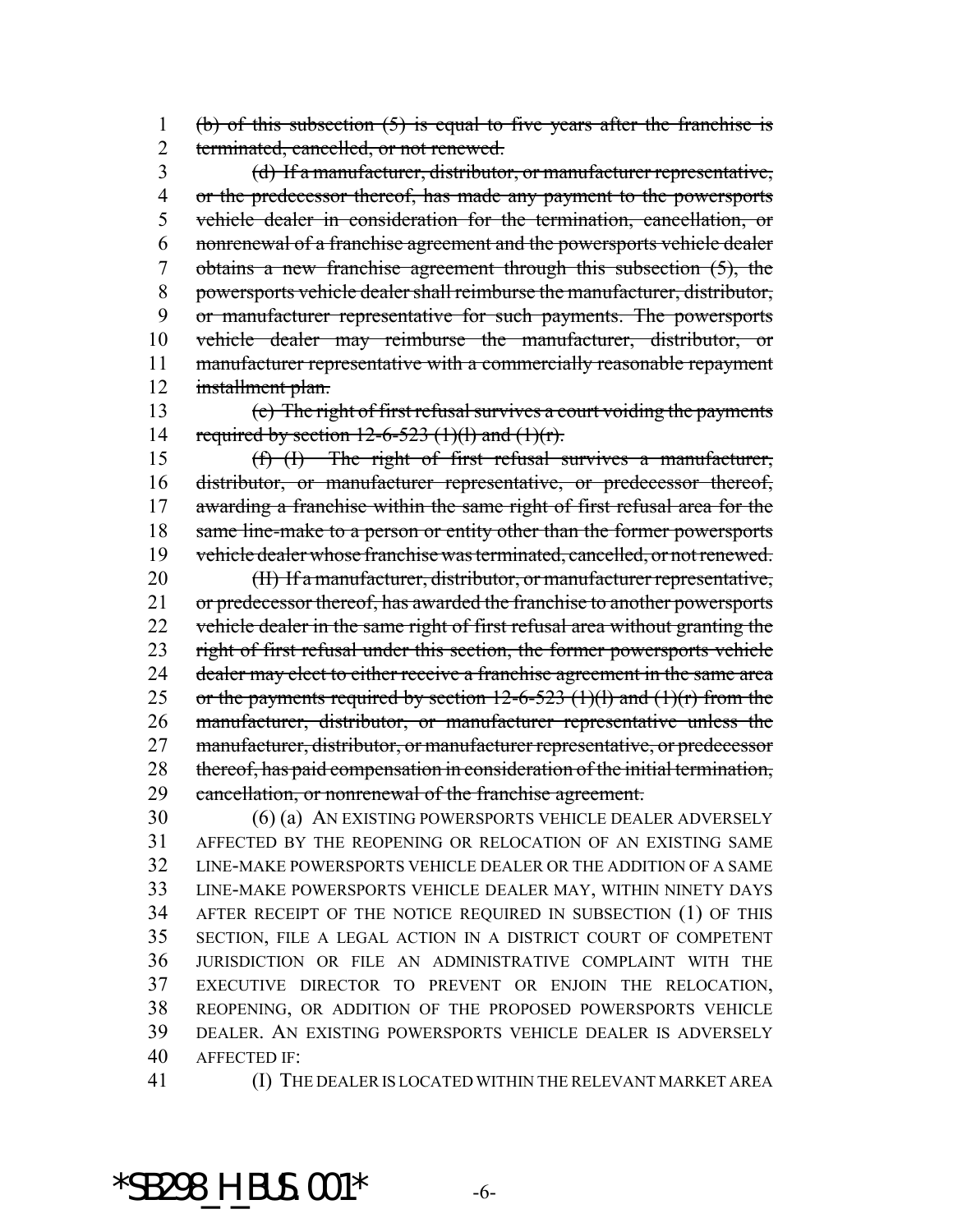~~(b) of this subsection (5) is equal to five years after the franchise is terminated, cancelled, or not renewed.~~

~~(d) If a manufacturer, distributor, or manufacturer representative, or the predecessor thereof, has made any payment to the powersports vehicle dealer in consideration for the termination, cancellation, or nonrenewal of a franchise agreement and the powersports vehicle dealer obtains a new franchise agreement through this subsection (5), the powersports vehicle dealer shall reimburse the manufacturer, distributor, or manufacturer representative for such payments. The powersports vehicle dealer may reimburse the manufacturer, distributor, or manufacturer representative with a commercially reasonable repayment installment plan.~~

~~(e) The right of first refusal survives a court voiding the payments required by section 12-6-523 (1)(l) and (1)(r).~~

~~(f) (I) The right of first refusal survives a manufacturer, distributor, or manufacturer representative, or predecessor thereof, awarding a franchise within the same right of first refusal area for the same line-make to a person or entity other than the former powersports vehicle dealer whose franchise was terminated, cancelled, or not renewed.~~

~~(II) If a manufacturer, distributor, or manufacturer representative, or predecessor thereof, has awarded the franchise to another powersports vehicle dealer in the same right of first refusal area without granting the right of first refusal under this section, the former powersports vehicle dealer may elect to either receive a franchise agreement in the same area or the payments required by section 12-6-523 (1)(l) and (1)(r) from the manufacturer, distributor, or manufacturer representative unless the manufacturer, distributor, or manufacturer representative, or predecessor thereof, has paid compensation in consideration of the initial termination, cancellation, or nonrenewal of the franchise agreement.~~

(6) (a) AN EXISTING POWERSPORTS VEHICLE DEALER ADVERSELY AFFECTED BY THE REOPENING OR RELOCATION OF AN EXISTING SAME LINE-MAKE POWERSPORTS VEHICLE DEALER OR THE ADDITION OF A SAME LINE-MAKE POWERSPORTS VEHICLE DEALER MAY, WITHIN NINETY DAYS AFTER RECEIPT OF THE NOTICE REQUIRED IN SUBSECTION (1) OF THIS SECTION, FILE A LEGAL ACTION IN A DISTRICT COURT OF COMPETENT JURISDICTION OR FILE AN ADMINISTRATIVE COMPLAINT WITH THE EXECUTIVE DIRECTOR TO PREVENT OR ENJOIN THE RELOCATION, REOPENING, OR ADDITION OF THE PROPOSED POWERSPORTS VEHICLE DEALER. AN EXISTING POWERSPORTS VEHICLE DEALER IS ADVERSELY AFFECTED IF:

(I) THE DEALER IS LOCATED WITHIN THE RELEVANT MARKET AREA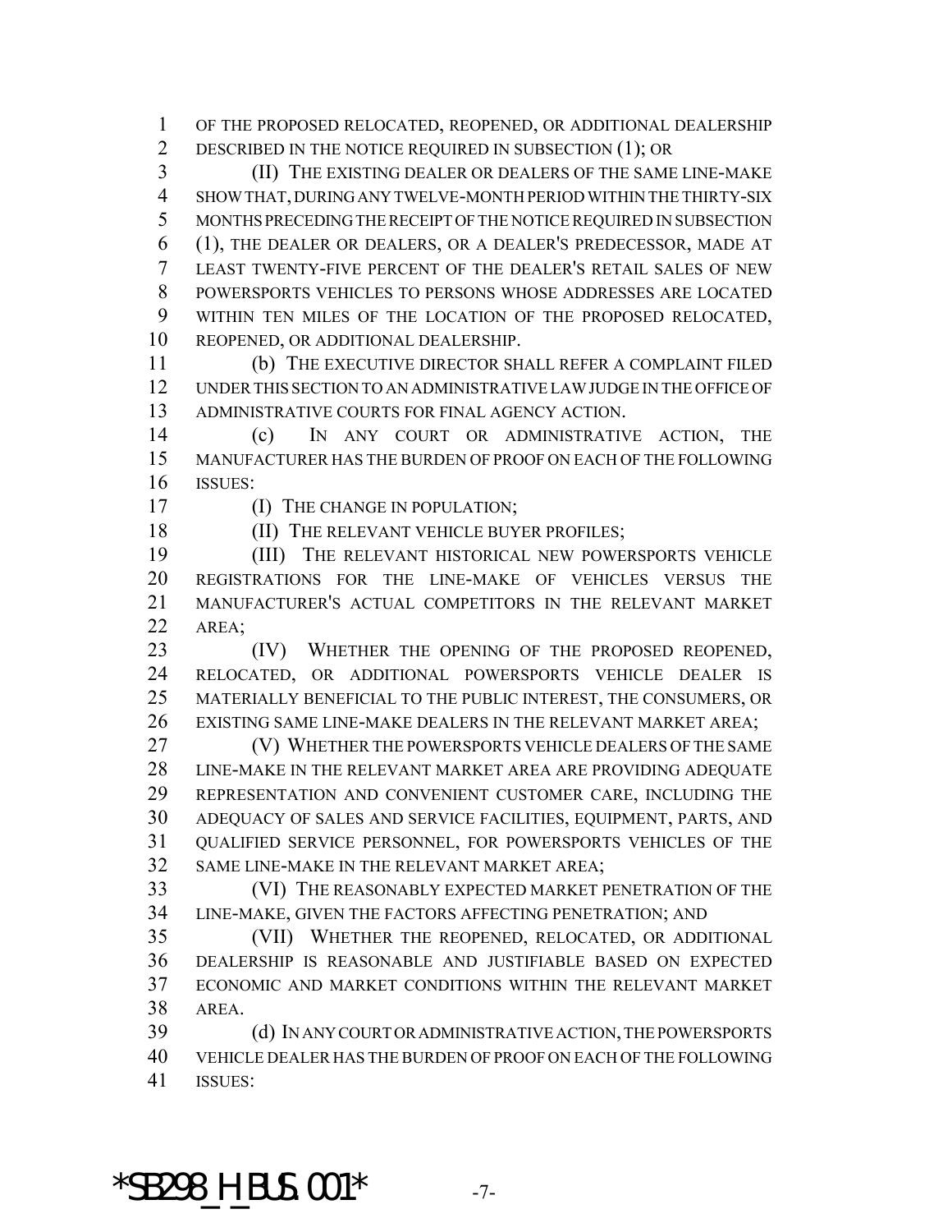OF THE PROPOSED RELOCATED, REOPENED, OR ADDITIONAL DEALERSHIP DESCRIBED IN THE NOTICE REQUIRED IN SUBSECTION (1); OR

(II) THE EXISTING DEALER OR DEALERS OF THE SAME LINE-MAKE SHOW THAT, DURING ANY TWELVE-MONTH PERIOD WITHIN THE THIRTY-SIX MONTHS PRECEDING THE RECEIPT OF THE NOTICE REQUIRED IN SUBSECTION (1), THE DEALER OR DEALERS, OR A DEALER'S PREDECESSOR, MADE AT LEAST TWENTY-FIVE PERCENT OF THE DEALER'S RETAIL SALES OF NEW POWERSPORTS VEHICLES TO PERSONS WHOSE ADDRESSES ARE LOCATED WITHIN TEN MILES OF THE LOCATION OF THE PROPOSED RELOCATED, REOPENED, OR ADDITIONAL DEALERSHIP.

(b) THE EXECUTIVE DIRECTOR SHALL REFER A COMPLAINT FILED UNDER THIS SECTION TO AN ADMINISTRATIVE LAW JUDGE IN THE OFFICE OF ADMINISTRATIVE COURTS FOR FINAL AGENCY ACTION.

(c) IN ANY COURT OR ADMINISTRATIVE ACTION, THE MANUFACTURER HAS THE BURDEN OF PROOF ON EACH OF THE FOLLOWING ISSUES:

(I) THE CHANGE IN POPULATION;

(II) THE RELEVANT VEHICLE BUYER PROFILES;

(III) THE RELEVANT HISTORICAL NEW POWERSPORTS VEHICLE REGISTRATIONS FOR THE LINE-MAKE OF VEHICLES VERSUS THE MANUFACTURER'S ACTUAL COMPETITORS IN THE RELEVANT MARKET AREA;

(IV) WHETHER THE OPENING OF THE PROPOSED REOPENED, RELOCATED, OR ADDITIONAL POWERSPORTS VEHICLE DEALER IS MATERIALLY BENEFICIAL TO THE PUBLIC INTEREST, THE CONSUMERS, OR EXISTING SAME LINE-MAKE DEALERS IN THE RELEVANT MARKET AREA;

(V) WHETHER THE POWERSPORTS VEHICLE DEALERS OF THE SAME LINE-MAKE IN THE RELEVANT MARKET AREA ARE PROVIDING ADEQUATE REPRESENTATION AND CONVENIENT CUSTOMER CARE, INCLUDING THE ADEQUACY OF SALES AND SERVICE FACILITIES, EQUIPMENT, PARTS, AND QUALIFIED SERVICE PERSONNEL, FOR POWERSPORTS VEHICLES OF THE SAME LINE-MAKE IN THE RELEVANT MARKET AREA;

(VI) THE REASONABLY EXPECTED MARKET PENETRATION OF THE LINE-MAKE, GIVEN THE FACTORS AFFECTING PENETRATION; AND

(VII) WHETHER THE REOPENED, RELOCATED, OR ADDITIONAL DEALERSHIP IS REASONABLE AND JUSTIFIABLE BASED ON EXPECTED ECONOMIC AND MARKET CONDITIONS WITHIN THE RELEVANT MARKET AREA.

(d) IN ANY COURT OR ADMINISTRATIVE ACTION, THE POWERSPORTS VEHICLE DEALER HAS THE BURDEN OF PROOF ON EACH OF THE FOLLOWING ISSUES:

*SB298_H_BUS.001*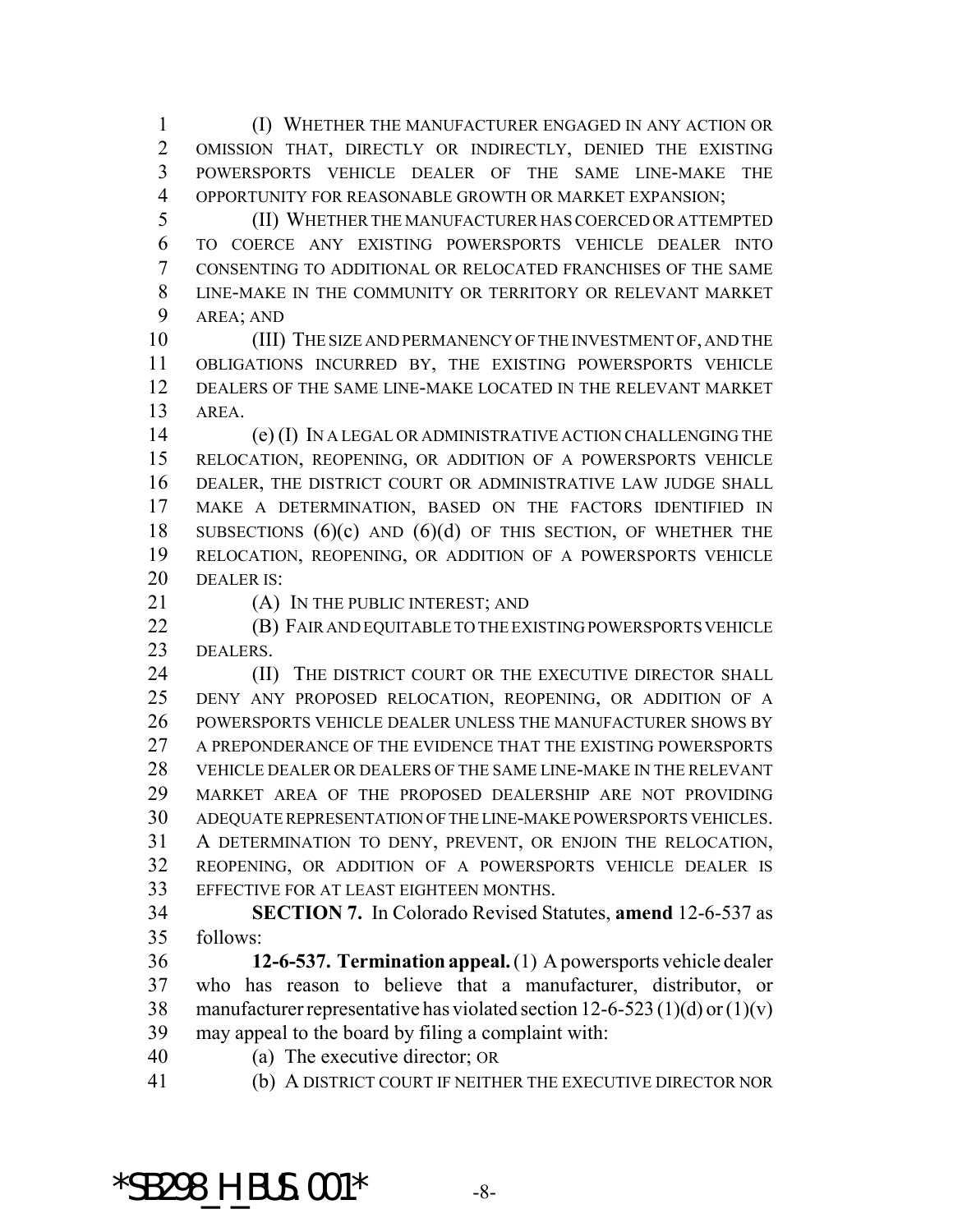(I) WHETHER THE MANUFACTURER ENGAGED IN ANY ACTION OR OMISSION THAT, DIRECTLY OR INDIRECTLY, DENIED THE EXISTING POWERSPORTS VEHICLE DEALER OF THE SAME LINE-MAKE THE OPPORTUNITY FOR REASONABLE GROWTH OR MARKET EXPANSION;

(II) WHETHER THE MANUFACTURER HAS COERCED OR ATTEMPTED TO COERCE ANY EXISTING POWERSPORTS VEHICLE DEALER INTO CONSENTING TO ADDITIONAL OR RELOCATED FRANCHISES OF THE SAME LINE-MAKE IN THE COMMUNITY OR TERRITORY OR RELEVANT MARKET AREA; AND

(III) THE SIZE AND PERMANENCY OF THE INVESTMENT OF, AND THE OBLIGATIONS INCURRED BY, THE EXISTING POWERSPORTS VEHICLE DEALERS OF THE SAME LINE-MAKE LOCATED IN THE RELEVANT MARKET AREA.

(e) (I) IN A LEGAL OR ADMINISTRATIVE ACTION CHALLENGING THE RELOCATION, REOPENING, OR ADDITION OF A POWERSPORTS VEHICLE DEALER, THE DISTRICT COURT OR ADMINISTRATIVE LAW JUDGE SHALL MAKE A DETERMINATION, BASED ON THE FACTORS IDENTIFIED IN SUBSECTIONS (6)(c) AND (6)(d) OF THIS SECTION, OF WHETHER THE RELOCATION, REOPENING, OR ADDITION OF A POWERSPORTS VEHICLE DEALER IS:

(A) IN THE PUBLIC INTEREST; AND

(B) FAIR AND EQUITABLE TO THE EXISTING POWERSPORTS VEHICLE DEALERS.

(II) THE DISTRICT COURT OR THE EXECUTIVE DIRECTOR SHALL DENY ANY PROPOSED RELOCATION, REOPENING, OR ADDITION OF A POWERSPORTS VEHICLE DEALER UNLESS THE MANUFACTURER SHOWS BY A PREPONDERANCE OF THE EVIDENCE THAT THE EXISTING POWERSPORTS VEHICLE DEALER OR DEALERS OF THE SAME LINE-MAKE IN THE RELEVANT MARKET AREA OF THE PROPOSED DEALERSHIP ARE NOT PROVIDING ADEQUATE REPRESENTATION OF THE LINE-MAKE POWERSPORTS VEHICLES. A DETERMINATION TO DENY, PREVENT, OR ENJOIN THE RELOCATION, REOPENING, OR ADDITION OF A POWERSPORTS VEHICLE DEALER IS EFFECTIVE FOR AT LEAST EIGHTEEN MONTHS.

**SECTION 7.** In Colorado Revised Statutes, **amend** 12-6-537 as follows:

**12-6-537. Termination appeal.** (1) A powersports vehicle dealer who has reason to believe that a manufacturer, distributor, or manufacturer representative has violated section 12-6-523 (1)(d) or (1)(v) may appeal to the board by filing a complaint with:

(a) The executive director; OR

(b) A DISTRICT COURT IF NEITHER THE EXECUTIVE DIRECTOR NOR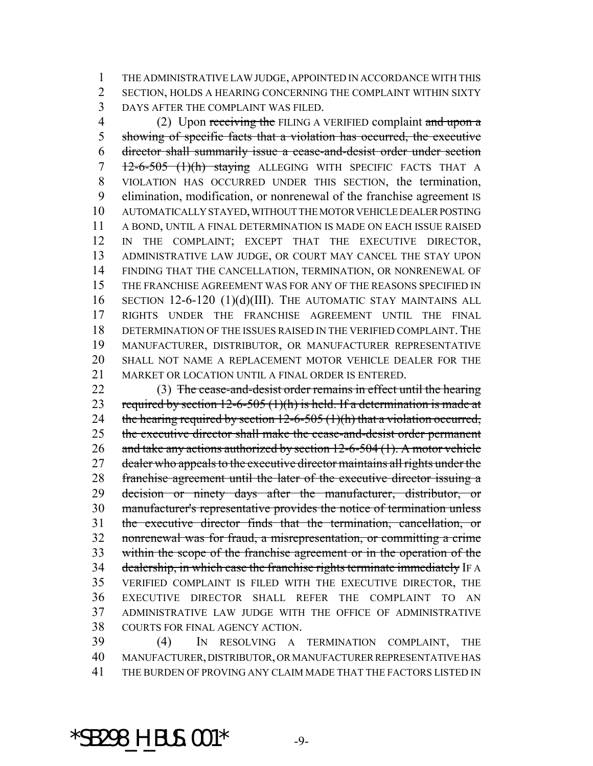THE ADMINISTRATIVE LAW JUDGE, APPOINTED IN ACCORDANCE WITH THIS SECTION, HOLDS A HEARING CONCERNING THE COMPLAINT WITHIN SIXTY DAYS AFTER THE COMPLAINT WAS FILED.

(2) Upon ~~receiving the~~ FILING A VERIFIED complaint ~~and upon a showing of specific facts that a violation has occurred, the executive director shall summarily issue a cease-and-desist order under section 12-6-505 (1)(h) staying~~ ALLEGING WITH SPECIFIC FACTS THAT A VIOLATION HAS OCCURRED UNDER THIS SECTION, the termination, elimination, modification, or nonrenewal of the franchise agreement IS AUTOMATICALLY STAYED, WITHOUT THE MOTOR VEHICLE DEALER POSTING A BOND, UNTIL A FINAL DETERMINATION IS MADE ON EACH ISSUE RAISED IN THE COMPLAINT; EXCEPT THAT THE EXECUTIVE DIRECTOR, ADMINISTRATIVE LAW JUDGE, OR COURT MAY CANCEL THE STAY UPON FINDING THAT THE CANCELLATION, TERMINATION, OR NONRENEWAL OF THE FRANCHISE AGREEMENT WAS FOR ANY OF THE REASONS SPECIFIED IN SECTION 12-6-120 (1)(d)(III). THE AUTOMATIC STAY MAINTAINS ALL RIGHTS UNDER THE FRANCHISE AGREEMENT UNTIL THE FINAL DETERMINATION OF THE ISSUES RAISED IN THE VERIFIED COMPLAINT. THE MANUFACTURER, DISTRIBUTOR, OR MANUFACTURER REPRESENTATIVE SHALL NOT NAME A REPLACEMENT MOTOR VEHICLE DEALER FOR THE MARKET OR LOCATION UNTIL A FINAL ORDER IS ENTERED.

(3) ~~The cease-and-desist order remains in effect until the hearing required by section 12-6-505 (1)(h) is held. If a determination is made at the hearing required by section 12-6-505 (1)(h) that a violation occurred, the executive director shall make the cease-and-desist order permanent and take any actions authorized by section 12-6-504 (1). A motor vehicle dealer who appeals to the executive director maintains all rights under the franchise agreement until the later of the executive director issuing a decision or ninety days after the manufacturer, distributor, or manufacturer's representative provides the notice of termination unless the executive director finds that the termination, cancellation, or nonrenewal was for fraud, a misrepresentation, or committing a crime within the scope of the franchise agreement or in the operation of the dealership, in which case the franchise rights terminate immediately~~ IF A VERIFIED COMPLAINT IS FILED WITH THE EXECUTIVE DIRECTOR, THE EXECUTIVE DIRECTOR SHALL REFER THE COMPLAINT TO AN ADMINISTRATIVE LAW JUDGE WITH THE OFFICE OF ADMINISTRATIVE COURTS FOR FINAL AGENCY ACTION.

(4) IN RESOLVING A TERMINATION COMPLAINT, THE MANUFACTURER, DISTRIBUTOR, OR MANUFACTURER REPRESENTATIVE HAS THE BURDEN OF PROVING ANY CLAIM MADE THAT THE FACTORS LISTED IN

*SB298_H_BUS.001*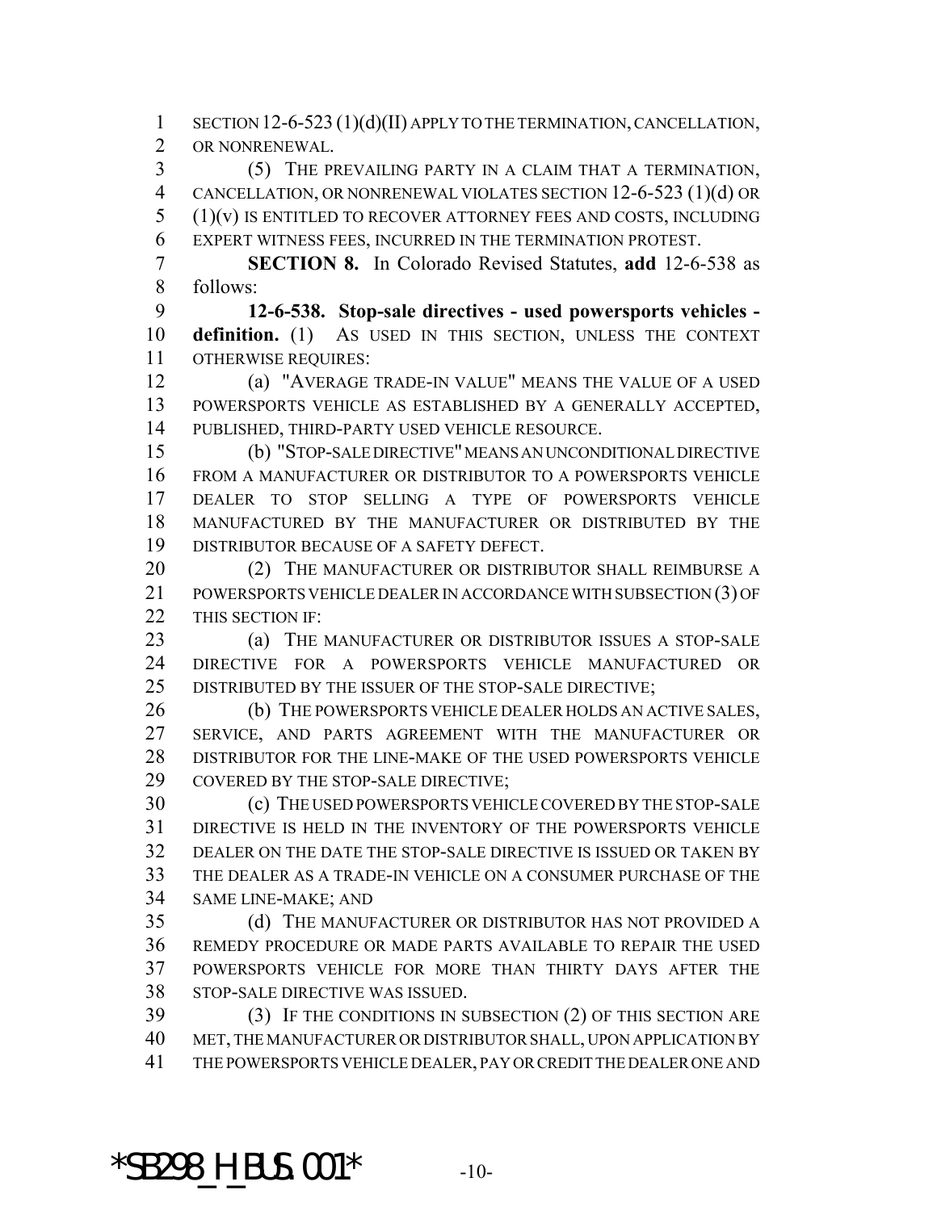SECTION 12-6-523 (1)(d)(II) APPLY TO THE TERMINATION, CANCELLATION, OR NONRENEWAL.

(5) THE PREVAILING PARTY IN A CLAIM THAT A TERMINATION, CANCELLATION, OR NONRENEWAL VIOLATES SECTION 12-6-523 (1)(d) OR (1)(v) IS ENTITLED TO RECOVER ATTORNEY FEES AND COSTS, INCLUDING EXPERT WITNESS FEES, INCURRED IN THE TERMINATION PROTEST.

**SECTION 8.** In Colorado Revised Statutes, **add** 12-6-538 as follows:

**12-6-538. Stop-sale directives - used powersports vehicles - definition.** (1) AS USED IN THIS SECTION, UNLESS THE CONTEXT OTHERWISE REQUIRES:

(a) "AVERAGE TRADE-IN VALUE" MEANS THE VALUE OF A USED POWERSPORTS VEHICLE AS ESTABLISHED BY A GENERALLY ACCEPTED, PUBLISHED, THIRD-PARTY USED VEHICLE RESOURCE.

(b) "STOP-SALE DIRECTIVE" MEANS AN UNCONDITIONAL DIRECTIVE FROM A MANUFACTURER OR DISTRIBUTOR TO A POWERSPORTS VEHICLE DEALER TO STOP SELLING A TYPE OF POWERSPORTS VEHICLE MANUFACTURED BY THE MANUFACTURER OR DISTRIBUTED BY THE DISTRIBUTOR BECAUSE OF A SAFETY DEFECT.

(2) THE MANUFACTURER OR DISTRIBUTOR SHALL REIMBURSE A POWERSPORTS VEHICLE DEALER IN ACCORDANCE WITH SUBSECTION (3) OF THIS SECTION IF:

(a) THE MANUFACTURER OR DISTRIBUTOR ISSUES A STOP-SALE DIRECTIVE FOR A POWERSPORTS VEHICLE MANUFACTURED OR DISTRIBUTED BY THE ISSUER OF THE STOP-SALE DIRECTIVE;

(b) THE POWERSPORTS VEHICLE DEALER HOLDS AN ACTIVE SALES, SERVICE, AND PARTS AGREEMENT WITH THE MANUFACTURER OR DISTRIBUTOR FOR THE LINE-MAKE OF THE USED POWERSPORTS VEHICLE COVERED BY THE STOP-SALE DIRECTIVE;

(c) THE USED POWERSPORTS VEHICLE COVERED BY THE STOP-SALE DIRECTIVE IS HELD IN THE INVENTORY OF THE POWERSPORTS VEHICLE DEALER ON THE DATE THE STOP-SALE DIRECTIVE IS ISSUED OR TAKEN BY THE DEALER AS A TRADE-IN VEHICLE ON A CONSUMER PURCHASE OF THE SAME LINE-MAKE; AND

(d) THE MANUFACTURER OR DISTRIBUTOR HAS NOT PROVIDED A REMEDY PROCEDURE OR MADE PARTS AVAILABLE TO REPAIR THE USED POWERSPORTS VEHICLE FOR MORE THAN THIRTY DAYS AFTER THE STOP-SALE DIRECTIVE WAS ISSUED.

(3) IF THE CONDITIONS IN SUBSECTION (2) OF THIS SECTION ARE MET, THE MANUFACTURER OR DISTRIBUTOR SHALL, UPON APPLICATION BY THE POWERSPORTS VEHICLE DEALER, PAY OR CREDIT THE DEALER ONE AND

*SB298_H_BUS.001*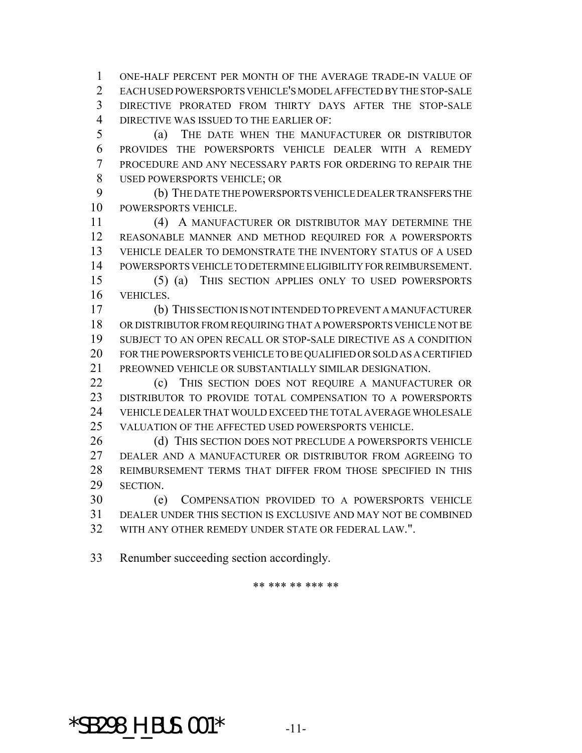ONE-HALF PERCENT PER MONTH OF THE AVERAGE TRADE-IN VALUE OF EACH USED POWERSPORTS VEHICLE'S MODEL AFFECTED BY THE STOP-SALE DIRECTIVE PRORATED FROM THIRTY DAYS AFTER THE STOP-SALE DIRECTIVE WAS ISSUED TO THE EARLIER OF:

(a) THE DATE WHEN THE MANUFACTURER OR DISTRIBUTOR PROVIDES THE POWERSPORTS VEHICLE DEALER WITH A REMEDY PROCEDURE AND ANY NECESSARY PARTS FOR ORDERING TO REPAIR THE USED POWERSPORTS VEHICLE; OR

(b) THE DATE THE POWERSPORTS VEHICLE DEALER TRANSFERS THE POWERSPORTS VEHICLE.

(4) A MANUFACTURER OR DISTRIBUTOR MAY DETERMINE THE REASONABLE MANNER AND METHOD REQUIRED FOR A POWERSPORTS VEHICLE DEALER TO DEMONSTRATE THE INVENTORY STATUS OF A USED POWERSPORTS VEHICLE TO DETERMINE ELIGIBILITY FOR REIMBURSEMENT.

(5) (a) THIS SECTION APPLIES ONLY TO USED POWERSPORTS VEHICLES.

(b) THIS SECTION IS NOT INTENDED TO PREVENT A MANUFACTURER OR DISTRIBUTOR FROM REQUIRING THAT A POWERSPORTS VEHICLE NOT BE SUBJECT TO AN OPEN RECALL OR STOP-SALE DIRECTIVE AS A CONDITION FOR THE POWERSPORTS VEHICLE TO BE QUALIFIED OR SOLD AS A CERTIFIED PREOWNED VEHICLE OR SUBSTANTIALLY SIMILAR DESIGNATION.

(c) THIS SECTION DOES NOT REQUIRE A MANUFACTURER OR DISTRIBUTOR TO PROVIDE TOTAL COMPENSATION TO A POWERSPORTS VEHICLE DEALER THAT WOULD EXCEED THE TOTAL AVERAGE WHOLESALE VALUATION OF THE AFFECTED USED POWERSPORTS VEHICLE.

(d) THIS SECTION DOES NOT PRECLUDE A POWERSPORTS VEHICLE DEALER AND A MANUFACTURER OR DISTRIBUTOR FROM AGREEING TO REIMBURSEMENT TERMS THAT DIFFER FROM THOSE SPECIFIED IN THIS SECTION.

(e) COMPENSATION PROVIDED TO A POWERSPORTS VEHICLE DEALER UNDER THIS SECTION IS EXCLUSIVE AND MAY NOT BE COMBINED WITH ANY OTHER REMEDY UNDER STATE OR FEDERAL LAW.".

Renumber succeeding section accordingly.

** *** ** *** **

*SB298_H_BUS.001*